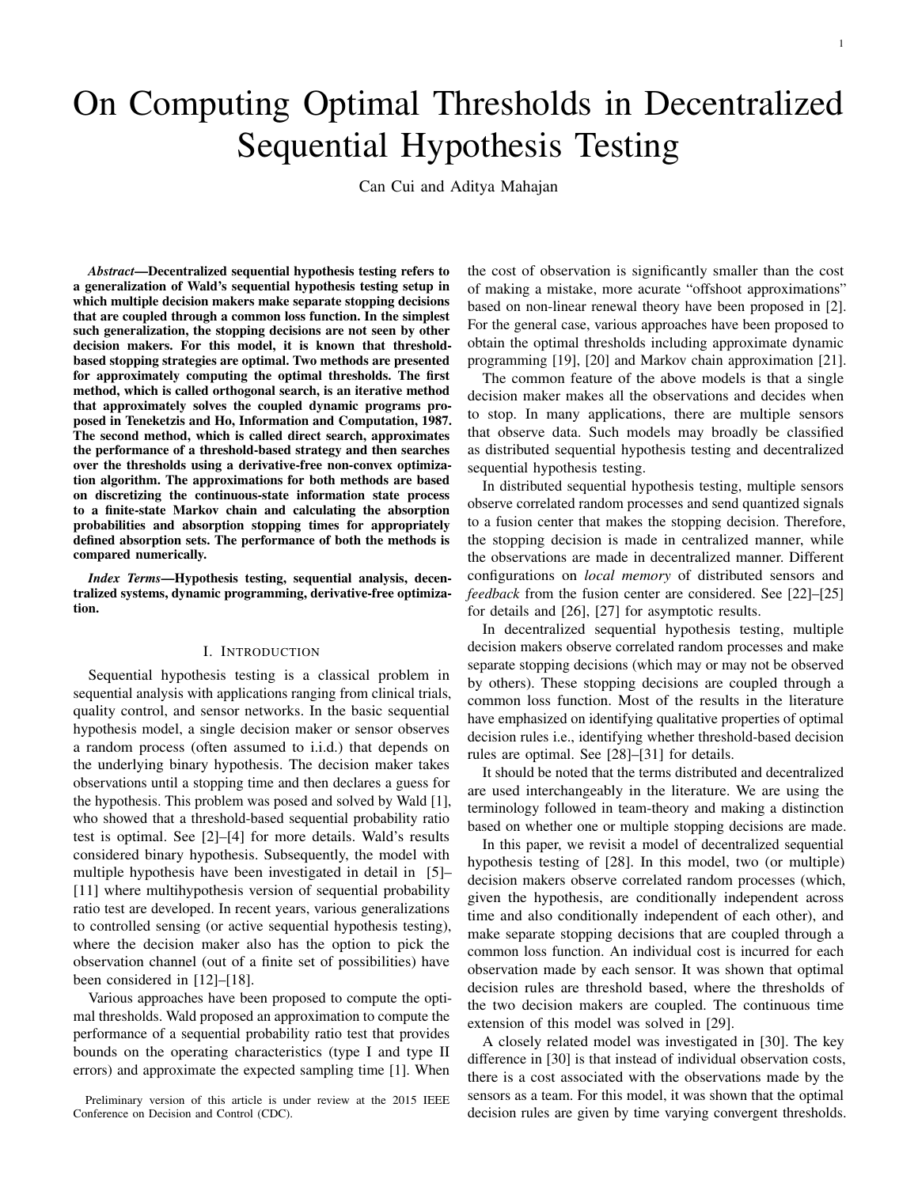# On Computing Optimal Thresholds in Decentralized Sequential Hypothesis Testing

Can Cui and Aditya Mahajan

***Abstract*—Decentralized sequential hypothesis testing refers to a generalization of Wald's sequential hypothesis testing setup in which multiple decision makers make separate stopping decisions that are coupled through a common loss function. In the simplest such generalization, the stopping decisions are not seen by other decision makers. For this model, it is known that threshold-based stopping strategies are optimal. Two methods are presented for approximately computing the optimal thresholds. The first method, which is called orthogonal search, is an iterative method that approximately solves the coupled dynamic programs proposed in Teneketzis and Ho, Information and Computation, 1987. The second method, which is called direct search, approximates the performance of a threshold-based strategy and then searches over the thresholds using a derivative-free non-convex optimization algorithm. The approximations for both methods are based on discretizing the continuous-state information state process to a finite-state Markov chain and calculating the absorption probabilities and absorption stopping times for appropriately defined absorption sets. The performance of both the methods is compared numerically.**

***Index Terms*—Hypothesis testing, sequential analysis, decentralized systems, dynamic programming, derivative-free optimization.**

## I. Introduction

Sequential hypothesis testing is a classical problem in sequential analysis with applications ranging from clinical trials, quality control, and sensor networks. In the basic sequential hypothesis model, a single decision maker or sensor observes a random process (often assumed to i.i.d.) that depends on the underlying binary hypothesis. The decision maker takes observations until a stopping time and then declares a guess for the hypothesis. This problem was posed and solved by Wald [1], who showed that a threshold-based sequential probability ratio test is optimal. See [2]–[4] for more details. Wald's results considered binary hypothesis. Subsequently, the model with multiple hypothesis have been investigated in detail in [5]–[11] where multihypothesis version of sequential probability ratio test are developed. In recent years, various generalizations to controlled sensing (or active sequential hypothesis testing), where the decision maker also has the option to pick the observation channel (out of a finite set of possibilities) have been considered in [12]–[18].

Various approaches have been proposed to compute the optimal thresholds. Wald proposed an approximation to compute the performance of a sequential probability ratio test that provides bounds on the operating characteristics (type I and type II errors) and approximate the expected sampling time [1]. When the cost of observation is significantly smaller than the cost of making a mistake, more acurate "offshoot approximations" based on non-linear renewal theory have been proposed in [2]. For the general case, various approaches have been proposed to obtain the optimal thresholds including approximate dynamic programming [19], [20] and Markov chain approximation [21].

The common feature of the above models is that a single decision maker makes all the observations and decides when to stop. In many applications, there are multiple sensors that observe data. Such models may broadly be classified as distributed sequential hypothesis testing and decentralized sequential hypothesis testing.

In distributed sequential hypothesis testing, multiple sensors observe correlated random processes and send quantized signals to a fusion center that makes the stopping decision. Therefore, the stopping decision is made in centralized manner, while the observations are made in decentralized manner. Different configurations on *local memory* of distributed sensors and *feedback* from the fusion center are considered. See [22]–[25] for details and [26], [27] for asymptotic results.

In decentralized sequential hypothesis testing, multiple decision makers observe correlated random processes and make separate stopping decisions (which may or may not be observed by others). These stopping decisions are coupled through a common loss function. Most of the results in the literature have emphasized on identifying qualitative properties of optimal decision rules i.e., identifying whether threshold-based decision rules are optimal. See [28]–[31] for details.

It should be noted that the terms distributed and decentralized are used interchangeably in the literature. We are using the terminology followed in team-theory and making a distinction based on whether one or multiple stopping decisions are made.

In this paper, we revisit a model of decentralized sequential hypothesis testing of [28]. In this model, two (or multiple) decision makers observe correlated random processes (which, given the hypothesis, are conditionally independent across time and also conditionally independent of each other), and make separate stopping decisions that are coupled through a common loss function. An individual cost is incurred for each observation made by each sensor. It was shown that optimal decision rules are threshold based, where the thresholds of the two decision makers are coupled. The continuous time extension of this model was solved in [29].

A closely related model was investigated in [30]. The key difference in [30] is that instead of individual observation costs, there is a cost associated with the observations made by the sensors as a team. For this model, it was shown that the optimal decision rules are given by time varying convergent thresholds.

Preliminary version of this article is under review at the 2015 IEEE Conference on Decision and Control (CDC).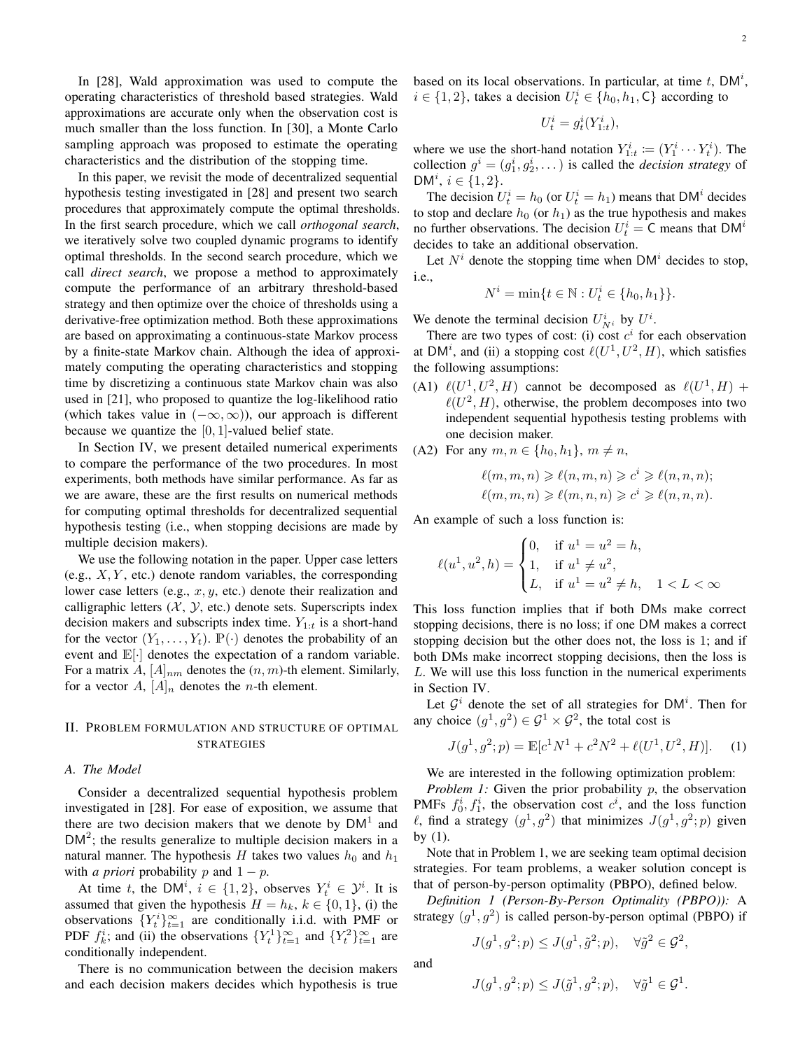In [28], Wald approximation was used to compute the operating characteristics of threshold based strategies. Wald approximations are accurate only when the observation cost is much smaller than the loss function. In [30], a Monte Carlo sampling approach was proposed to estimate the operating characteristics and the distribution of the stopping time.

In this paper, we revisit the mode of decentralized sequential hypothesis testing investigated in [28] and present two search procedures that approximately compute the optimal thresholds. In the first search procedure, which we call *orthogonal search*, we iteratively solve two coupled dynamic programs to identify optimal thresholds. In the second search procedure, which we call *direct search*, we propose a method to approximately compute the performance of an arbitrary threshold-based strategy and then optimize over the choice of thresholds using a derivative-free optimization method. Both these approximations are based on approximating a continuous-state Markov process by a finite-state Markov chain. Although the idea of approximately computing the operating characteristics and stopping time by discretizing a continuous state Markov chain was also used in [21], who proposed to quantize the log-likelihood ratio (which takes value in $(-\infty, \infty)$), our approach is different because we quantize the $[0, 1]$-valued belief state.

In Section IV, we present detailed numerical experiments to compare the performance of the two procedures. In most experiments, both methods have similar performance. As far as we are aware, these are the first results on numerical methods for computing optimal thresholds for decentralized sequential hypothesis testing (i.e., when stopping decisions are made by multiple decision makers).

We use the following notation in the paper. Upper case letters (e.g., $X, Y$, etc.) denote random variables, the corresponding lower case letters (e.g., $x, y$, etc.) denote their realization and calligraphic letters ($\mathcal{X}$, $\mathcal{Y}$, etc.) denote sets. Superscripts index decision makers and subscripts index time. $Y_{1:t}$ is a short-hand for the vector $(Y_1, \dots, Y_t)$. $\mathbb{P}(\cdot)$ denotes the probability of an event and $\mathbb{E}[\cdot]$ denotes the expectation of a random variable. For a matrix $A$, $[A]_{nm}$ denotes the $(n, m)$-th element. Similarly, for a vector $A$, $[A]_n$ denotes the $n$-th element.

## II. Problem formulation and structure of optimal strategies

### A. The Model

Consider a decentralized sequential hypothesis problem investigated in [28]. For ease of exposition, we assume that there are two decision makers that we denote by $\mathsf{DM}^1$ and $\mathsf{DM}^2$; the results generalize to multiple decision makers in a natural manner. The hypothesis $H$ takes two values $h_0$ and $h_1$ with *a priori* probability $p$ and $1 - p$.

At time $t$, the $\mathsf{DM}^i$, $i \in \{1, 2\}$, observes $Y^i_t \in \mathcal{Y}^i$. It is assumed that given the hypothesis $H = h_k$, $k \in \{0, 1\}$, (i) the observations $\{Y^i_t\}_{t=1}^\infty$ are conditionally i.i.d. with PMF or PDF $f^i_k$; and (ii) the observations $\{Y^1_t\}_{t=1}^\infty$ and $\{Y^2_t\}_{t=1}^\infty$ are conditionally independent.

There is no communication between the decision makers and each decision makers decides which hypothesis is true based on its local observations. In particular, at time $t$, $\mathsf{DM}^i$, $i \in \{1, 2\}$, takes a decision $U^i_t \in \{h_0, h_1, \mathsf{C}\}$ according to

$$U^i_t = g^i_t(Y^i_{1:t}),$$

where we use the short-hand notation $Y^i_{1:t} \coloneqq (Y^i_1 \cdots Y^i_t)$. The collection $g^i = (g^i_1, g^i_2, \dots)$ is called the *decision strategy* of $\mathsf{DM}^i$, $i \in \{1, 2\}$.

The decision $U^i_t = h_0$ (or $U^i_t = h_1$) means that $\mathsf{DM}^i$ decides to stop and declare $h_0$ (or $h_1$) as the true hypothesis and makes no further observations. The decision $U^i_t = \mathsf{C}$ means that $\mathsf{DM}^i$ decides to take an additional observation.

Let $N^i$ denote the stopping time when $\mathsf{DM}^i$ decides to stop, i.e.,

$$N^i = \min\{t \in \mathbb{N} : U^i_t \in \{h_0, h_1\}\}.$$

We denote the terminal decision $U^i_{N^i}$ by $U^i$.

There are two types of cost: (i) cost $c^i$ for each observation at $\mathsf{DM}^i$, and (ii) a stopping cost $\ell(U^1, U^2, H)$, which satisfies the following assumptions:

(A1) $\ell(U^1, U^2, H)$ cannot be decomposed as $\ell(U^1, H) + \ell(U^2, H)$, otherwise, the problem decomposes into two independent sequential hypothesis testing problems with one decision maker.

(A2) For any $m, n \in \{h_0, h_1\}$, $m \neq n$,

$$\ell(m, m, n) \geqslant \ell(n, m, n) \geqslant c^i \geqslant \ell(n, n, n);$$
$$\ell(m, m, n) \geqslant \ell(m, n, n) \geqslant c^i \geqslant \ell(n, n, n).$$

An example of such a loss function is:

$$\ell(u^1, u^2, h) = \begin{cases} 0, & \text{if } u^1 = u^2 = h, \\ 1, & \text{if } u^1 \neq u^2, \\ L, & \text{if } u^1 = u^2 \neq h, \quad 1 < L < \infty \end{cases}$$

This loss function implies that if both DMs make correct stopping decisions, there is no loss; if one DM makes a correct stopping decision but the other does not, the loss is 1; and if both DMs make incorrect stopping decisions, then the loss is $L$. We will use this loss function in the numerical experiments in Section IV.

Let $\mathcal{G}^i$ denote the set of all strategies for $\mathsf{DM}^i$. Then for any choice $(g^1, g^2) \in \mathcal{G}^1 \times \mathcal{G}^2$, the total cost is

$$J(g^1, g^2; p) = \mathbb{E}[c^1 N^1 + c^2 N^2 + \ell(U^1, U^2, H)]. \tag{1}$$

We are interested in the following optimization problem:

*Problem 1:* Given the prior probability $p$, the observation PMFs $f^i_0, f^i_1$, the observation cost $c^i$, and the loss function $\ell$, find a strategy $(g^1, g^2)$ that minimizes $J(g^1, g^2; p)$ given by (1).

Note that in Problem 1, we are seeking team optimal decision strategies. For team problems, a weaker solution concept is that of person-by-person optimality (PBPO), defined below.

*Definition 1 (Person-By-Person Optimality (PBPO)):* A strategy $(g^1, g^2)$ is called person-by-person optimal (PBPO) if

$$J(g^1, g^2; p) \leq J(g^1, \tilde{g}^2; p), \quad \forall \tilde{g}^2 \in \mathcal{G}^2,$$

and

$$J(g^1, g^2; p) \leq J(\tilde{g}^1, g^2; p), \quad \forall \tilde{g}^1 \in \mathcal{G}^1.$$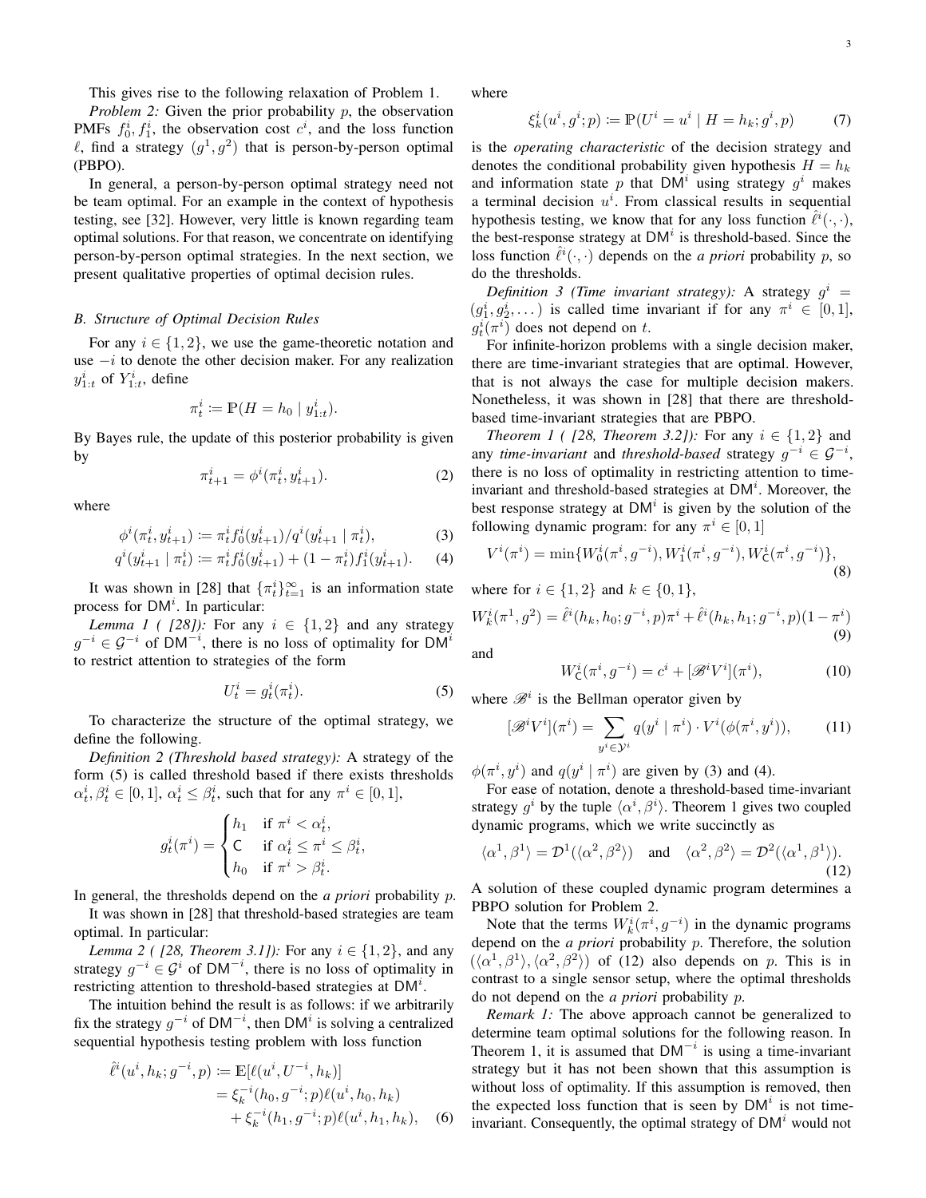This gives rise to the following relaxation of Problem 1.

*Problem 2:* Given the prior probability $p$, the observation PMFs $f^i_0, f^i_1$, the observation cost $c^i$, and the loss function $\ell$, find a strategy $(g^1, g^2)$ that is person-by-person optimal (PBPO).

In general, a person-by-person optimal strategy need not be team optimal. For an example in the context of hypothesis testing, see [32]. However, very little is known regarding team optimal solutions. For that reason, we concentrate on identifying person-by-person optimal strategies. In the next section, we present qualitative properties of optimal decision rules.

### B. Structure of Optimal Decision Rules

For any $i \in \{1, 2\}$, we use the game-theoretic notation and use $-i$ to denote the other decision maker. For any realization $y^i_{1:t}$ of $Y^i_{1:t}$, define

$$\pi^i_t := \mathbb{P}(H = h_0 \mid y^i_{1:t}).$$

By Bayes rule, the update of this posterior probability is given by

$$\pi^i_{t+1} = \phi^i(\pi^i_t, y^i_{t+1}). \tag{2}$$

where

$$\phi^i(\pi^i_t, y^i_{t+1}) := \pi^i_t f^i_0(y^i_{t+1}) / q^i(y^i_{t+1} \mid \pi^i_t), \tag{3}$$

$$q^i(y^i_{t+1} \mid \pi^i_t) := \pi^i_t f^i_0(y^i_{t+1}) + (1 - \pi^i_t) f^i_1(y^i_{t+1}). \tag{4}$$

It was shown in [28] that $\{\pi^i_t\}_{t=1}^{\infty}$ is an information state process for $\mathsf{DM}^i$. In particular:

*Lemma 1 ( [28]):* For any $i \in \{1, 2\}$ and any strategy $g^{-i} \in \mathcal{G}^{-i}$ of $\mathsf{DM}^{-i}$, there is no loss of optimality for $\mathsf{DM}^i$ to restrict attention to strategies of the form

$$U^i_t = g^i_t(\pi^i_t). \tag{5}$$

To characterize the structure of the optimal strategy, we define the following.

*Definition 2 (Threshold based strategy):* A strategy of the form (5) is called threshold based if there exists thresholds $\alpha^i_t, \beta^i_t \in [0, 1]$, $\alpha^i_t \le \beta^i_t$, such that for any $\pi^i \in [0, 1]$,

$$g^i_t(\pi^i) = \begin{cases} h_1 & \text{if } \pi^i < \alpha^i_t, \\ \mathsf{C} & \text{if } \alpha^i_t \le \pi^i \le \beta^i_t, \\ h_0 & \text{if } \pi^i > \beta^i_t. \end{cases}$$

In general, the thresholds depend on the *a priori* probability $p$.

It was shown in [28] that threshold-based strategies are team optimal. In particular:

*Lemma 2 ( [28, Theorem 3.1]):* For any $i \in \{1, 2\}$, and any strategy $g^{-i} \in \mathcal{G}^i$ of $\mathsf{DM}^{-i}$, there is no loss of optimality in restricting attention to threshold-based strategies at $\mathsf{DM}^i$.

The intuition behind the result is as follows: if we arbitrarily fix the strategy $g^{-i}$ of $\mathsf{DM}^{-i}$, then $\mathsf{DM}^i$ is solving a centralized sequential hypothesis testing problem with loss function

$$\begin{aligned} \hat{\ell}^i(u^i, h_k; g^{-i}, p) &:= \mathbb{E}[\ell(u^i, U^{-i}, h_k)] \\ &= \xi^{-i}_k(h_0, g^{-i}; p)\ell(u^i, h_0, h_k) \\ &\quad + \xi^{-i}_k(h_1, g^{-i}; p)\ell(u^i, h_1, h_k), \end{aligned} \tag{6}$$

where

$$\xi^i_k(u^i, g^i; p) := \mathbb{P}(U^i = u^i \mid H = h_k; g^i, p) \tag{7}$$

is the *operating characteristic* of the decision strategy and denotes the conditional probability given hypothesis $H = h_k$ and information state $p$ that $\mathsf{DM}^i$ using strategy $g^i$ makes a terminal decision $u^i$. From classical results in sequential hypothesis testing, we know that for any loss function $\hat{\ell}^i(\cdot, \cdot)$, the best-response strategy at $\mathsf{DM}^i$ is threshold-based. Since the loss function $\hat{\ell}^i(\cdot, \cdot)$ depends on the *a priori* probability $p$, so do the thresholds.

*Definition 3 (Time invariant strategy):* A strategy $g^i = (g^i_1, g^i_2, \dots)$ is called time invariant if for any $\pi^i \in [0, 1]$, $g^i_t(\pi^i)$ does not depend on $t$.

For infinite-horizon problems with a single decision maker, there are time-invariant strategies that are optimal. However, that is not always the case for multiple decision makers. Nonetheless, it was shown in [28] that there are threshold-based time-invariant strategies that are PBPO.

*Theorem 1 ( [28, Theorem 3.2]):* For any $i \in \{1, 2\}$ and any *time-invariant* and *threshold-based* strategy $g^{-i} \in \mathcal{G}^{-i}$, there is no loss of optimality in restricting attention to time-invariant and threshold-based strategies at $\mathsf{DM}^i$. Moreover, the best response strategy at $\mathsf{DM}^i$ is given by the solution of the following dynamic program: for any $\pi^i \in [0, 1]$

$$V^i(\pi^i) = \min\{W^i_0(\pi^i, g^{-i}), W^i_1(\pi^i, g^{-i}), W^i_{\mathsf{C}}(\pi^i, g^{-i})\}, \tag{8}$$

where for $i \in \{1, 2\}$ and $k \in \{0, 1\}$,

$$W^i_k(\pi^1, g^2) = \hat{\ell}^i(h_k, h_0; g^{-i}, p)\pi^i + \hat{\ell}^i(h_k, h_1; g^{-i}, p)(1 - \pi^i) \tag{9}$$

and

$$W^i_{\mathsf{C}}(\pi^i, g^{-i}) = c^i + [\mathscr{B}^i V^i](\pi^i), \tag{10}$$

where $\mathscr{B}^i$ is the Bellman operator given by

$$[\mathscr{B}^i V^i](\pi^i) = \sum_{y^i \in \mathcal{Y}^i} q(y^i \mid \pi^i) \cdot V^i(\phi(\pi^i, y^i)), \tag{11}$$

$\phi(\pi^i, y^i)$ and $q(y^i \mid \pi^i)$ are given by (3) and (4).

For ease of notation, denote a threshold-based time-invariant strategy $g^i$ by the tuple $\langle \alpha^i, \beta^i \rangle$. Theorem 1 gives two coupled dynamic programs, which we write succinctly as

$$\langle \alpha^1, \beta^1 \rangle = \mathcal{D}^1(\langle \alpha^2, \beta^2 \rangle) \quad \text{and} \quad \langle \alpha^2, \beta^2 \rangle = \mathcal{D}^2(\langle \alpha^1, \beta^1 \rangle). \tag{12}$$

A solution of these coupled dynamic program determines a PBPO solution for Problem 2.

Note that the terms $W^i_k(\pi^i, g^{-i})$ in the dynamic programs depend on the *a priori* probability $p$. Therefore, the solution $(\langle \alpha^1, \beta^1 \rangle, \langle \alpha^2, \beta^2 \rangle)$ of (12) also depends on $p$. This is in contrast to a single sensor setup, where the optimal thresholds do not depend on the *a priori* probability $p$.

*Remark 1:* The above approach cannot be generalized to determine team optimal solutions for the following reason. In Theorem 1, it is assumed that $\mathsf{DM}^{-i}$ is using a time-invariant strategy but it has not been shown that this assumption is without loss of optimality. If this assumption is removed, then the expected loss function that is seen by $\mathsf{DM}^i$ is not time-invariant. Consequently, the optimal strategy of $\mathsf{DM}^i$ would not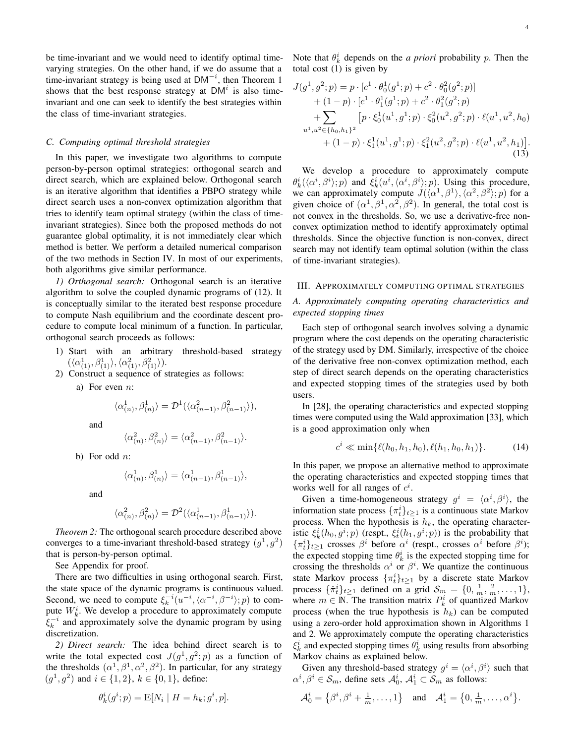be time-invariant and we would need to identify optimal time-varying strategies. On the other hand, if we do assume that a time-invariant strategy is being used at $\mathsf{DM}^{-i}$, then Theorem 1 shows that the best response strategy at $\mathsf{DM}^i$ is also time-invariant and one can seek to identify the best strategies within the class of time-invariant strategies.

### C. Computing optimal threshold strategies

In this paper, we investigate two algorithms to compute person-by-person optimal strategies: orthogonal search and direct search, which are explained below. Orthogonal search is an iterative algorithm that identifies a PBPO strategy while direct search uses a non-convex optimization algorithm that tries to identify team optimal strategy (within the class of time-invariant strategies). Since both the proposed methods do not guarantee global optimality, it is not immediately clear which method is better. We perform a detailed numerical comparison of the two methods in Section IV. In most of our experiments, both algorithms give similar performance.

*1) Orthogonal search:* Orthogonal search is an iterative algorithm to solve the coupled dynamic programs of (12). It is conceptually similar to the iterated best response procedure to compute Nash equilibrium and the coordinate descent procedure to compute local minimum of a function. In particular, orthogonal search proceeds as follows:

1) Start with an arbitrary threshold-based strategy $(\langle\alpha^1_{(1)}, \beta^1_{(1)}\rangle, \langle\alpha^2_{(1)}, \beta^2_{(1)}\rangle)$.
2) Construct a sequence of strategies as follows:
   a) For even $n$:
   $$\langle\alpha^1_{(n)}, \beta^1_{(n)}\rangle = \mathcal{D}^1(\langle\alpha^2_{(n-1)}, \beta^2_{(n-1)}\rangle),$$
   and
   $$\langle\alpha^2_{(n)}, \beta^2_{(n)}\rangle = \langle\alpha^2_{(n-1)}, \beta^2_{(n-1)}\rangle.$$
   b) For odd $n$:
   $$\langle\alpha^1_{(n)}, \beta^1_{(n)}\rangle = \langle\alpha^1_{(n-1)}, \beta^1_{(n-1)}\rangle,$$
   and
   $$\langle\alpha^2_{(n)}, \beta^2_{(n)}\rangle = \mathcal{D}^2(\langle\alpha^1_{(n-1)}, \beta^1_{(n-1)}\rangle).$$

*Theorem 2:* The orthogonal search procedure described above converges to a time-invariant threshold-based strategy $(g^1, g^2)$ that is person-by-person optimal.

See Appendix for proof.

There are two difficulties in using orthogonal search. First, the state space of the dynamic programs is continuous valued. Second, we need to compute $\xi^{-i}_k(u^{-i}, \langle\alpha^{-i}, \beta^{-i}\rangle; p)$ to compute $W^i_k$. We develop a procedure to approximately compute $\xi^{-i}_k$ and approximately solve the dynamic program by using discretization.

*2) Direct search:* The idea behind direct search is to write the total expected cost $J(g^1, g^2; p)$ as a function of the thresholds $(\alpha^1, \beta^1, \alpha^2, \beta^2)$. In particular, for any strategy $(g^1, g^2)$ and $i \in \{1, 2\}$, $k \in \{0, 1\}$, define:

$$\theta^i_k(g^i; p) = \mathbb{E}[N_i \mid H = h_k; g^i, p].$$

Note that $\theta^i_k$ depends on the *a priori* probability $p$. Then the total cost (1) is given by

$$\begin{aligned}
J(g^1, g^2; p) &= p \cdot [c^1 \cdot \theta^1_0(g^1; p) + c^2 \cdot \theta^2_0(g^2; p)] \\
&\quad + (1-p) \cdot [c^1 \cdot \theta^1_1(g^1; p) + c^2 \cdot \theta^2_1(g^2; p) \\
&\quad + \sum_{u^1, u^2 \in \{h_0, h_1\}^2} \big[p \cdot \xi^1_0(u^1, g^1; p) \cdot \xi^2_0(u^2, g^2; p) \cdot \ell(u^1, u^2, h_0) \\
&\qquad + (1-p) \cdot \xi^1_1(u^1, g^1; p) \cdot \xi^2_1(u^2, g^2; p) \cdot \ell(u^1, u^2, h_1)\big].
\end{aligned} \tag{13}$$

We develop a procedure to approximately compute $\theta^i_k(\langle\alpha^i, \beta^i\rangle; p)$ and $\xi^i_k(u^i, \langle\alpha^i, \beta^i\rangle; p)$. Using this procedure, we can approximately compute $J(\langle\alpha^1, \beta^1\rangle, \langle\alpha^2, \beta^2\rangle; p)$ for a given choice of $(\alpha^1, \beta^1, \alpha^2, \beta^2)$. In general, the total cost is not convex in the thresholds. So, we use a derivative-free non-convex optimization method to identify approximately optimal thresholds. Since the objective function is non-convex, direct search may not identify team optimal solution (within the class of time-invariant strategies).

## III. Approximately computing optimal strategies

### A. Approximately computing operating characteristics and expected stopping times

Each step of orthogonal search involves solving a dynamic program where the cost depends on the operating characteristic of the strategy used by DM. Similarly, irrespective of the choice of the derivative free non-convex optimization method, each step of direct search depends on the operating characteristics and expected stopping times of the strategies used by both users.

In [28], the operating characteristics and expected stopping times were computed using the Wald approximation [33], which is a good approximation only when

$$c^i \ll \min\{\ell(h_0, h_1, h_0), \ell(h_1, h_0, h_1)\}. \tag{14}$$

In this paper, we propose an alternative method to approximate the operating characteristics and expected stopping times that works well for all ranges of $c^i$.

Given a time-homogeneous strategy $g^i = \langle\alpha^i, \beta^i\rangle$, the information state process $\{\pi^i_t\}_{t\ge1}$ is a continuous state Markov process. When the hypothesis is $h_k$, the operating characteristic $\xi^i_k(h_0, g^i; p)$ (respt., $\xi^i_t(h_1, g^i; p)$) is the probability that $\{\pi^i_t\}_{t\ge1}$ crosses $\beta^i$ before $\alpha^i$ (respt., crosses $\alpha^i$ before $\beta^i$); the expected stopping time $\theta^i_k$ is the expected stopping time for crossing the thresholds $\alpha^i$ or $\beta^i$. We quantize the continuous state Markov process $\{\pi^i_t\}_{t\ge1}$ by a discrete state Markov process $\{\hat{\pi}^i_t\}_{t\ge1}$ defined on a grid $\mathcal{S}_m = \{0, \frac{1}{m}, \frac{2}{m}, \dots, 1\}$, where $m \in \mathbb{N}$. The transition matrix $P^i_k$ of quantized Markov process (when the true hypothesis is $h_k$) can be computed using a zero-order hold approximation shown in Algorithms 1 and 2. We approximately compute the operating characteristics $\xi^i_k$ and expected stopping times $\theta^i_k$ using results from absorbing Markov chains as explained below.

Given any threshold-based strategy $g^i = \langle\alpha^i, \beta^i\rangle$ such that $\alpha^i, \beta^i \in \mathcal{S}_m$, define sets $\mathcal{A}^i_0, \mathcal{A}^i_1 \subset \mathcal{S}_m$ as follows:

$$\mathcal{A}^i_0 = \big\{\beta^i, \beta^i + \tfrac{1}{m}, \dots, 1\big\} \quad \text{and} \quad \mathcal{A}^i_1 = \big\{0, \tfrac{1}{m}, \dots, \alpha^i\big\}.$$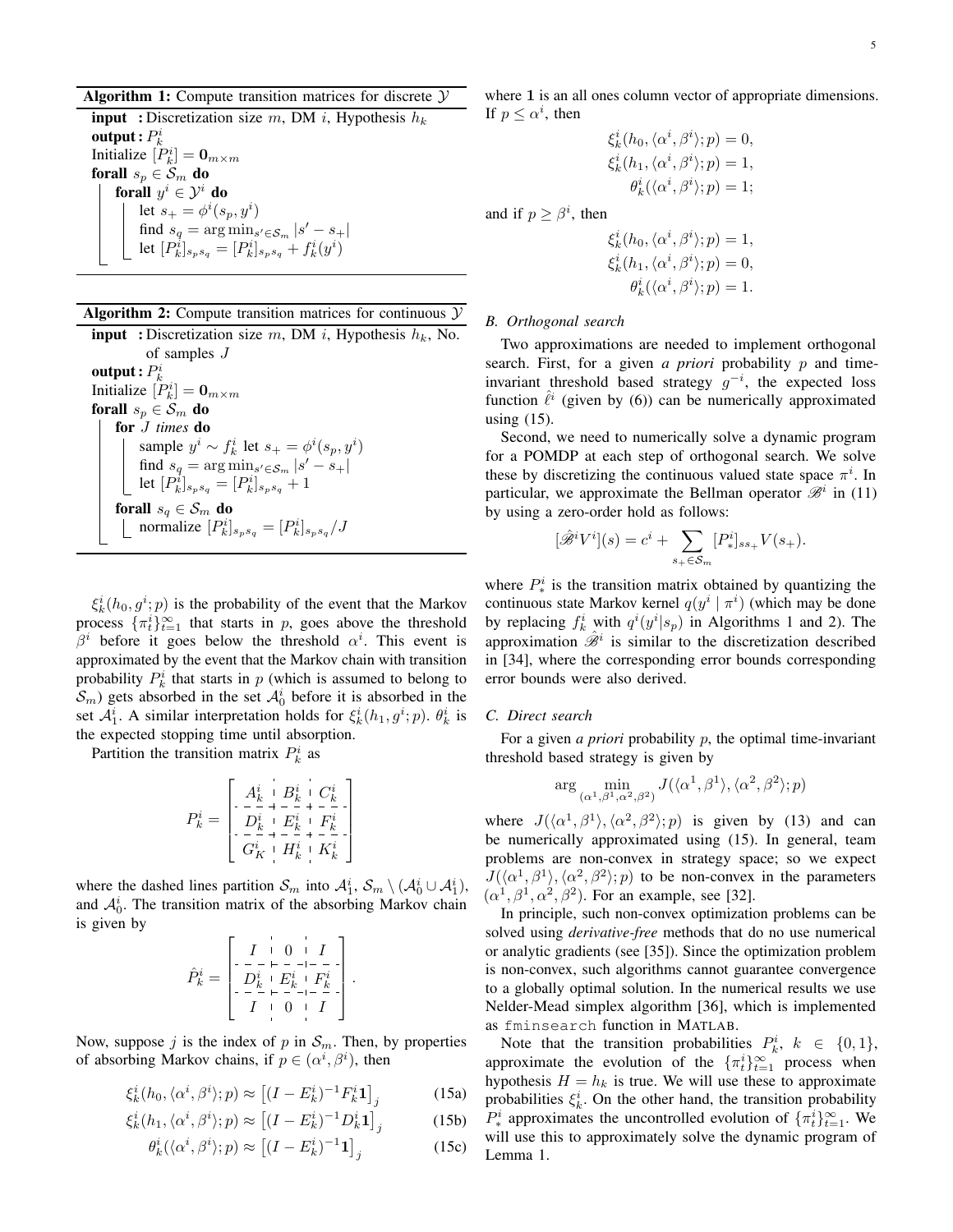**Algorithm 1:** Compute transition matrices for discrete $\mathcal{Y}$

```
input  : Discretization size m, DM i, Hypothesis h_k
output : P^i_k
Initialize [P^i_k] = 0_{m×m}
forall s_p ∈ S_m do
    forall y^i ∈ Y^i do
        let s_+ = φ^i(s_p, y^i)
        find s_q = argmin_{s' ∈ S_m} |s' − s_+|
        let [P^i_k]_{s_p s_q} = [P^i_k]_{s_p s_q} + f^i_k(y^i)
```

**Algorithm 2:** Compute transition matrices for continuous $\mathcal{Y}$

```
input  : Discretization size m, DM i, Hypothesis h_k, No.
         of samples J
output : P^i_k
Initialize [P^i_k] = 0_{m×m}
forall s_p ∈ S_m do
    for J times do
        sample y^i ~ f^i_k let s_+ = φ^i(s_p, y^i)
        find s_q = argmin_{s' ∈ S_m} |s' − s_+|
        let [P^i_k]_{s_p s_q} = [P^i_k]_{s_p s_q} + 1
    forall s_q ∈ S_m do
        normalize [P^i_k]_{s_p s_q} = [P^i_k]_{s_p s_q}/J
```

$\xi^i_k(h_0, g^i; p)$ is the probability of the event that the Markov process $\{\pi^i_t\}_{t=1}^{\infty}$ that starts in $p$, goes above the threshold $\beta^i$ before it goes below the threshold $\alpha^i$. This event is approximated by the event that the Markov chain with transition probability $P^i_k$ that starts in $p$ (which is assumed to belong to $\mathcal{S}_m$) gets absorbed in the set $\mathcal{A}^i_0$ before it is absorbed in the set $\mathcal{A}^i_1$. A similar interpretation holds for $\xi^i_k(h_1, g^i; p)$. $\theta^i_k$ is the expected stopping time until absorption.

Partition the transition matrix $P^i_k$ as

$$P^i_k = \left[\begin{array}{c|c|c} A^i_k & B^i_k & C^i_k \\ \hline D^i_k & E^i_k & F^i_k \\ \hline G^i_K & H^i_k & K^i_k \end{array}\right]$$

where the dashed lines partition $\mathcal{S}_m$ into $\mathcal{A}^i_1$, $\mathcal{S}_m \setminus (\mathcal{A}^i_0 \cup \mathcal{A}^i_1)$, and $\mathcal{A}^i_0$. The transition matrix of the absorbing Markov chain is given by

$$\hat{P}^i_k = \left[\begin{array}{c|c|c} I & 0 & I \\ \hline D^i_k & E^i_k & F^i_k \\ \hline I & 0 & I \end{array}\right].$$

Now, suppose $j$ is the index of $p$ in $\mathcal{S}_m$. Then, by properties of absorbing Markov chains, if $p \in (\alpha^i, \beta^i)$, then

$$\xi^i_k(h_0, \langle\alpha^i, \beta^i\rangle; p) \approx \left[(I - E^i_k)^{-1} F^i_k \mathbf{1}\right]_j \tag{15a}$$

$$\xi^i_k(h_1, \langle\alpha^i, \beta^i\rangle; p) \approx \left[(I - E^i_k)^{-1} D^i_k \mathbf{1}\right]_j \tag{15b}$$

$$\theta^i_k(\langle\alpha^i, \beta^i\rangle; p) \approx \left[(I - E^i_k)^{-1} \mathbf{1}\right]_j \tag{15c}$$

where $\mathbf{1}$ is an all ones column vector of appropriate dimensions. If $p \leq \alpha^i$, then

$$\begin{aligned} \xi^i_k(h_0, \langle\alpha^i, \beta^i\rangle; p) &= 0, \\ \xi^i_k(h_1, \langle\alpha^i, \beta^i\rangle; p) &= 1, \\ \theta^i_k(\langle\alpha^i, \beta^i\rangle; p) &= 1; \end{aligned}$$

and if $p \geq \beta^i$, then

$$\begin{aligned} \xi^i_k(h_0, \langle\alpha^i, \beta^i\rangle; p) &= 1, \\ \xi^i_k(h_1, \langle\alpha^i, \beta^i\rangle; p) &= 0, \\ \theta^i_k(\langle\alpha^i, \beta^i\rangle; p) &= 1. \end{aligned}$$

### B. Orthogonal search

Two approximations are needed to implement orthogonal search. First, for a given *a priori* probability $p$ and time-invariant threshold based strategy $g^{-i}$, the expected loss function $\hat{\ell}^i$ (given by (6)) can be numerically approximated using (15).

Second, we need to numerically solve a dynamic program for a POMDP at each step of orthogonal search. We solve these by discretizing the continuous valued state space $\pi^i$. In particular, we approximate the Bellman operator $\mathscr{B}^i$ in (11) by using a zero-order hold as follows:

$$[\hat{\mathscr{B}}^i V^i](s) = c^i + \sum_{s_+ \in \mathcal{S}_m} [P^i_*]_{s s_+} V(s_+).$$

where $P^i_*$ is the transition matrix obtained by quantizing the continuous state Markov kernel $q(y^i \mid \pi^i)$ (which may be done by replacing $f^i_k$ with $q^i(y^i|s_p)$ in Algorithms 1 and 2). The approximation $\hat{\mathscr{B}}^i$ is similar to the discretization described in [34], where the corresponding error bounds corresponding error bounds were also derived.

### C. Direct search

For a given *a priori* probability $p$, the optimal time-invariant threshold based strategy is given by

$$\arg \min_{(\alpha^1, \beta^1, \alpha^2, \beta^2)} J(\langle\alpha^1, \beta^1\rangle, \langle\alpha^2, \beta^2\rangle; p)$$

where $J(\langle\alpha^1, \beta^1\rangle, \langle\alpha^2, \beta^2\rangle; p)$ is given by (13) and can be numerically approximated using (15). In general, team problems are non-convex in strategy space; so we expect $J(\langle\alpha^1, \beta^1\rangle, \langle\alpha^2, \beta^2\rangle; p)$ to be non-convex in the parameters $(\alpha^1, \beta^1, \alpha^2, \beta^2)$. For an example, see [32].

In principle, such non-convex optimization problems can be solved using *derivative-free* methods that do no use numerical or analytic gradients (see [35]). Since the optimization problem is non-convex, such algorithms cannot guarantee convergence to a globally optimal solution. In the numerical results we use Nelder-Mead simplex algorithm [36], which is implemented as `fminsearch` function in MATLAB.

Note that the transition probabilities $P^i_k$, $k \in \{0, 1\}$, approximate the evolution of the $\{\pi^i_t\}_{t=1}^{\infty}$ process when hypothesis $H = h_k$ is true. We will use these to approximate probabilities $\xi^i_k$. On the other hand, the transition probability $P^i_*$ approximates the uncontrolled evolution of $\{\pi^i_t\}_{t=1}^{\infty}$. We will use this to approximately solve the dynamic program of Lemma 1.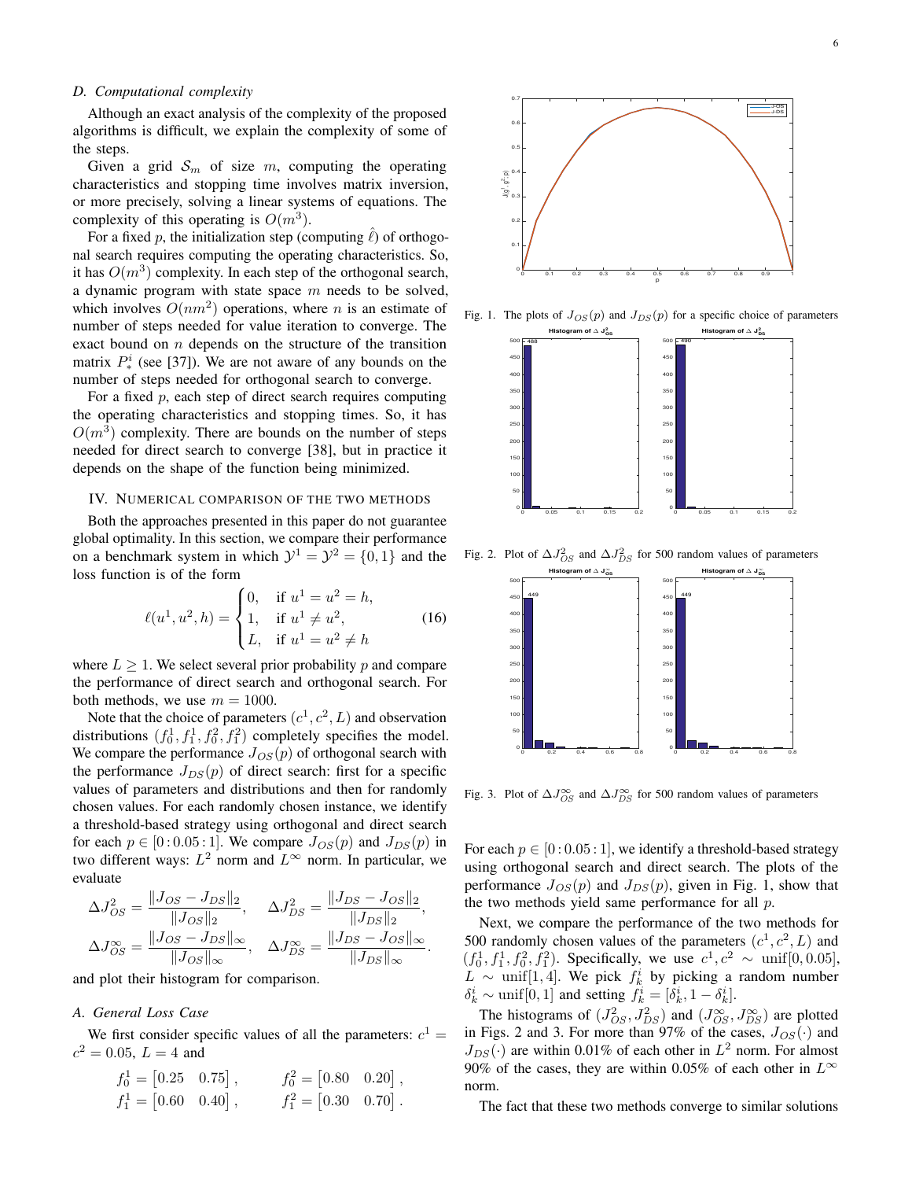### D. Computational complexity

Although an exact analysis of the complexity of the proposed algorithms is difficult, we explain the complexity of some of the steps.

Given a grid $\mathcal{S}_m$ of size $m$, computing the operating characteristics and stopping time involves matrix inversion, or more precisely, solving a linear systems of equations. The complexity of this operating is $O(m^3)$.

For a fixed $p$, the initialization step (computing $\hat{\ell}$) of orthogonal search requires computing the operating characteristics. So, it has $O(m^3)$ complexity. In each step of the orthogonal search, a dynamic program with state space $m$ needs to be solved, which involves $O(nm^2)$ operations, where $n$ is an estimate of number of steps needed for value iteration to converge. The exact bound on $n$ depends on the structure of the transition matrix $P^i_*$ (see [37]). We are not aware of any bounds on the number of steps needed for orthogonal search to converge.

For a fixed $p$, each step of direct search requires computing the operating characteristics and stopping times. So, it has $O(m^3)$ complexity. There are bounds on the number of steps needed for direct search to converge [38], but in practice it depends on the shape of the function being minimized.

## IV. Numerical comparison of the two methods

Both the approaches presented in this paper do not guarantee global optimality. In this section, we compare their performance on a benchmark system in which $\mathcal{Y}^1 = \mathcal{Y}^2 = \{0, 1\}$ and the loss function is of the form

$$\ell(u^1, u^2, h) = \begin{cases} 0, & \text{if } u^1 = u^2 = h, \\ 1, & \text{if } u^1 \neq u^2, \\ L, & \text{if } u^1 = u^2 \neq h \end{cases} \tag{16}$$

where $L \geq 1$. We select several prior probability $p$ and compare the performance of direct search and orthogonal search. For both methods, we use $m = 1000$.

Note that the choice of parameters $(c^1, c^2, L)$ and observation distributions $(f^1_0, f^1_1, f^2_0, f^2_1)$ completely specifies the model. We compare the performance $J_{OS}(p)$ of orthogonal search with the performance $J_{DS}(p)$ of direct search: first for a specific values of parameters and distributions and then for randomly chosen values. For each randomly chosen instance, we identify a threshold-based strategy using orthogonal and direct search for each $p \in [0\,{:}\,0.05\,{:}\,1]$. We compare $J_{OS}(p)$ and $J_{DS}(p)$ in two different ways: $L^2$ norm and $L^\infty$ norm. In particular, we evaluate

$$\Delta J^2_{OS} = \frac{\|J_{OS} - J_{DS}\|_2}{\|J_{OS}\|_2}, \quad \Delta J^2_{DS} = \frac{\|J_{DS} - J_{OS}\|_2}{\|J_{DS}\|_2},$$
$$\Delta J^\infty_{OS} = \frac{\|J_{OS} - J_{DS}\|_\infty}{\|J_{OS}\|_\infty}, \quad \Delta J^\infty_{DS} = \frac{\|J_{DS} - J_{OS}\|_\infty}{\|J_{DS}\|_\infty}.$$

and plot their histogram for comparison.

### A. General Loss Case

We first consider specific values of all the parameters: $c^1 = c^2 = 0.05$, $L = 4$ and

$$f^1_0 = \begin{bmatrix} 0.25 & 0.75 \end{bmatrix}, \qquad f^2_0 = \begin{bmatrix} 0.80 & 0.20 \end{bmatrix},$$
$$f^1_1 = \begin{bmatrix} 0.60 & 0.40 \end{bmatrix}, \qquad f^2_1 = \begin{bmatrix} 0.30 & 0.70 \end{bmatrix}.$$

Fig. 1. The plots of $J_{OS}(p)$ and $J_{DS}(p)$ for a specific choice of parameters

Fig. 2. Plot of $\Delta J^2_{OS}$ and $\Delta J^2_{DS}$ for 500 random values of parameters

Fig. 3. Plot of $\Delta J^\infty_{OS}$ and $\Delta J^\infty_{DS}$ for 500 random values of parameters

For each $p \in [0\,{:}\,0.05\,{:}\,1]$, we identify a threshold-based strategy using orthogonal search and direct search. The plots of the performance $J_{OS}(p)$ and $J_{DS}(p)$, given in Fig. 1, show that the two methods yield same performance for all $p$.

Next, we compare the performance of the two methods for 500 randomly chosen values of the parameters $(c^1, c^2, L)$ and $(f^1_0, f^1_1, f^2_0, f^2_1)$. Specifically, we use $c^1, c^2 \sim \text{unif}[0, 0.05]$, $L \sim \text{unif}[1, 4]$. We pick $f^i_k$ by picking a random number $\delta^i_k \sim \text{unif}[0, 1]$ and setting $f^i_k = [\delta^i_k, 1 - \delta^i_k]$.

The histograms of $(J^2_{OS}, J^2_{DS})$ and $(J^\infty_{OS}, J^\infty_{DS})$ are plotted in Figs. 2 and 3. For more than 97% of the cases, $J_{OS}(\cdot)$ and $J_{DS}(\cdot)$ are within 0.01% of each other in $L^2$ norm. For almost 90% of the cases, they are within 0.05% of each other in $L^\infty$ norm.

The fact that these two methods converge to similar solutions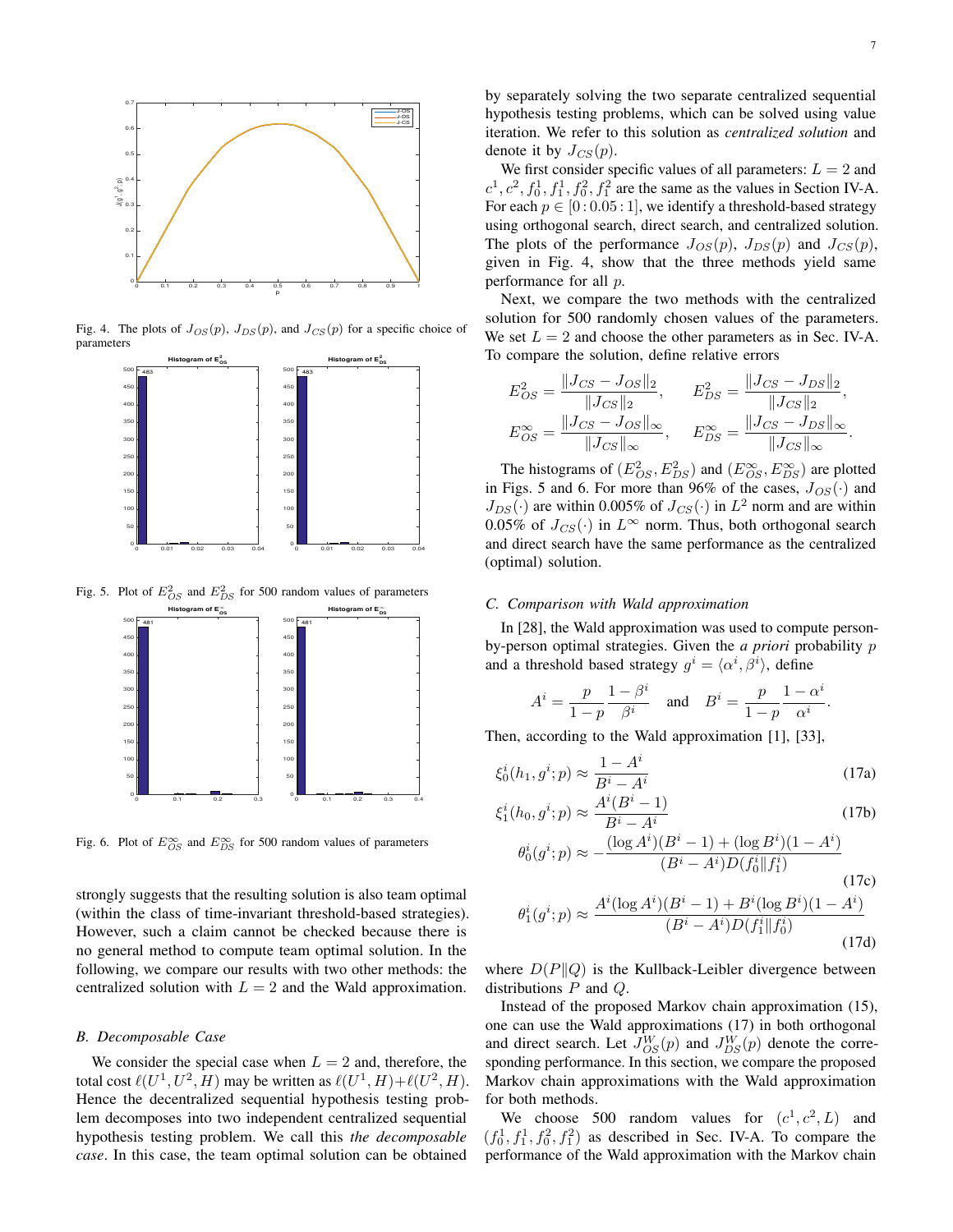Fig. 4. The plots of $J_{OS}(p)$, $J_{DS}(p)$, and $J_{CS}(p)$ for a specific choice of parameters

Fig. 5. Plot of $E^2_{OS}$ and $E^2_{DS}$ for 500 random values of parameters

Fig. 6. Plot of $E^\infty_{OS}$ and $E^\infty_{DS}$ for 500 random values of parameters

strongly suggests that the resulting solution is also team optimal (within the class of time-invariant threshold-based strategies). However, such a claim cannot be checked because there is no general method to compute team optimal solution. In the following, we compare our results with two other methods: the centralized solution with $L = 2$ and the Wald approximation.

### B. Decomposable Case

We consider the special case when $L = 2$ and, therefore, the total cost $\ell(U^1, U^2, H)$ may be written as $\ell(U^1, H) + \ell(U^2, H)$. Hence the decentralized sequential hypothesis testing problem decomposes into two independent centralized sequential hypothesis testing problem. We call this *the decomposable case*. In this case, the team optimal solution can be obtained by separately solving the two separate centralized sequential hypothesis testing problems, which can be solved using value iteration. We refer to this solution as *centralized solution* and denote it by $J_{CS}(p)$.

We first consider specific values of all parameters: $L = 2$ and $c^1, c^2, f^1_0, f^1_1, f^2_0, f^2_1$ are the same as the values in Section IV-A. For each $p \in [0 : 0.05 : 1]$, we identify a threshold-based strategy using orthogonal search, direct search, and centralized solution. The plots of the performance $J_{OS}(p)$, $J_{DS}(p)$ and $J_{CS}(p)$, given in Fig. 4, show that the three methods yield same performance for all $p$.

Next, we compare the two methods with the centralized solution for 500 randomly chosen values of the parameters. We set $L = 2$ and choose the other parameters as in Sec. IV-A. To compare the solution, define relative errors

$$E^2_{OS} = \frac{\|J_{CS} - J_{OS}\|_2}{\|J_{CS}\|_2}, \qquad E^2_{DS} = \frac{\|J_{CS} - J_{DS}\|_2}{\|J_{CS}\|_2},$$

$$E^\infty_{OS} = \frac{\|J_{CS} - J_{OS}\|_\infty}{\|J_{CS}\|_\infty}, \qquad E^\infty_{DS} = \frac{\|J_{CS} - J_{DS}\|_\infty}{\|J_{CS}\|_\infty}.$$

The histograms of $(E^2_{OS}, E^2_{DS})$ and $(E^\infty_{OS}, E^\infty_{DS})$ are plotted in Figs. 5 and 6. For the cases, $J_{OS}(\cdot)$ and $J_{DS}(\cdot)$ are within 0.005% of $J_{CS}(\cdot)$ in $L^2$ norm and are within 0.05% of $J_{CS}(\cdot)$ in $L^\infty$ norm. Thus, both orthogonal search and direct search have the same performance as the centralized (optimal) solution.

### C. Comparison with Wald approximation

In [28], the Wald approximation was used to compute person-by-person optimal strategies. Given the *a priori* probability $p$ and a threshold based strategy $g^i = \langle \alpha^i, \beta^i \rangle$, define

$$A^i = \frac{p}{1-p}\frac{1-\beta^i}{\beta^i} \quad \text{and} \quad B^i = \frac{p}{1-p}\frac{1-\alpha^i}{\alpha^i}.$$

Then, according to the Wald approximation [1], [33],

$$\xi^i_0(h_1, g^i; p) \approx \frac{1 - A^i}{B^i - A^i} \tag{17a}$$

$$\xi^i_1(h_0, g^i; p) \approx \frac{A^i(B^i - 1)}{B^i - A^i} \tag{17b}$$

$$\theta^i_0(g^i; p) \approx -\frac{(\log A^i)(B^i - 1) + (\log B^i)(1 - A^i)}{(B^i - A^i)D(f^i_0 \| f^i_1)} \tag{17c}$$

$$\theta^i_1(g^i; p) \approx \frac{A^i(\log A^i)(B^i - 1) + B^i(\log B^i)(1 - A^i)}{(B^i - A^i)D(f^i_1 \| f^i_0)} \tag{17d}$$

where $D(P\|Q)$ is the Kullback-Leibler divergence between distributions $P$ and $Q$.

Instead of the proposed Markov chain approximation (15), one can use the Wald approximations (17) in both orthogonal and direct search. Let $J^W_{OS}(p)$ and $J^W_{DS}(p)$ denote the corresponding performance. In this section, we compare the proposed Markov chain approximations with the Wald approximation for both methods.

We choose 500 random values for $(c^1, c^2, L)$ and $(f^1_0, f^1_1, f^2_0, f^2_1)$ as described in Sec. IV-A. To compare the performance of the Wald approximation with the Markov chain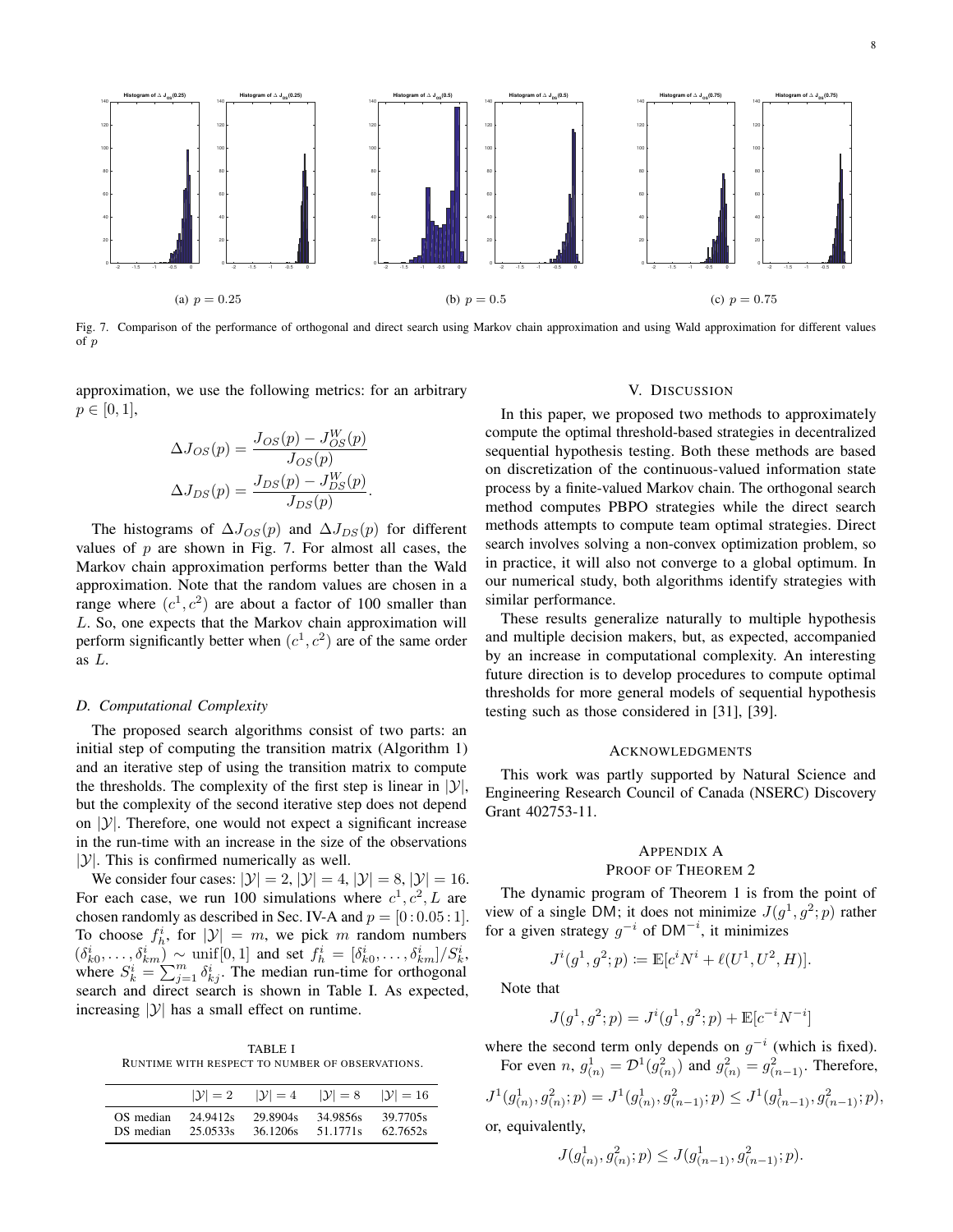(a) $p = 0.25$

(b) $p = 0.5$

(c) $p = 0.75$

Fig. 7. Comparison of the performance of orthogonal and direct search using Markov chain approximation and using Wald approximation for different values of $p$

approximation, we use the following metrics: for an arbitrary $p \in [0, 1]$,

$$\Delta J_{OS}(p) = \frac{J_{OS}(p) - J^W_{OS}(p)}{J_{OS}(p)}$$

$$\Delta J_{DS}(p) = \frac{J_{DS}(p) - J^W_{DS}(p)}{J_{DS}(p)}.$$

The histograms of $\Delta J_{OS}(p)$ and $\Delta J_{DS}(p)$ for different values of $p$ are shown in Fig. 7. For almost all cases, the Markov chain approximation performs better than the Wald approximation. Note that the random values are chosen in a range where $(c^1, c^2)$ are about a factor of 100 smaller than $L$. So, one expects that the Markov chain approximation will perform significantly better when $(c^1, c^2)$ are of the same order as $L$.

### D. Computational Complexity

The proposed search algorithms consist of two parts: an initial step of computing the transition matrix (Algorithm 1) and an iterative step of using the transition matrix to compute the thresholds. The complexity of the first step is linear in $|\mathcal{Y}|$, but the complexity of the second iterative step does not depend on $|\mathcal{Y}|$. Therefore, one would not expect a significant increase in the run-time with an increase in the size of the observations $|\mathcal{Y}|$. This is confirmed numerically as well.

We consider four cases: $|\mathcal{Y}| = 2$, $|\mathcal{Y}| = 4$, $|\mathcal{Y}| = 8$, $|\mathcal{Y}| = 16$. For each case, we run 100 simulations where $c^1, c^2, L$ are chosen randomly as described in Sec. IV-A and $p = [0:0.05:1]$. To choose $f^i_h$, for $|\mathcal{Y}| = m$, we pick $m$ random numbers $(\delta^i_{k0}, \dots, \delta^i_{km}) \sim \text{unif}[0, 1]$ and set $f^i_h = [\delta^i_{k0}, \dots, \delta^i_{km}]/S^i_k$, where $S^i_k = \sum_{j=1}^m \delta^i_{kj}$. The median run-time for orthogonal search and direct search is shown in Table I. As expected, increasing $|\mathcal{Y}|$ has a small effect on runtime.

TABLE I
RUNTIME WITH RESPECT TO NUMBER OF OBSERVATIONS.

| | $\lvert\mathcal{Y}\rvert = 2$ | $\lvert\mathcal{Y}\rvert = 4$ | $\lvert\mathcal{Y}\rvert = 8$ | $\lvert\mathcal{Y}\rvert = 16$ |
|---|---|---|---|---|
| OS median | 24.9412s | 29.8904s | 34.9856s | 39.7705s |
| DS median | 25.0533s | 36.1206s | 51.1771s | 62.7652s |

## V. Discussion

In this paper, we proposed two methods to approximately compute the optimal threshold-based strategies in decentralized sequential hypothesis testing. Both these methods are based on discretization of the continuous-valued information state process by a finite-valued Markov chain. The orthogonal search method computes PBPO strategies while the direct search methods attempts to compute team optimal strategies. Direct search involves solving a non-convex optimization problem, so in practice, it will also not converge to a global optimum. In our numerical study, both algorithms identify strategies with similar performance.

These results generalize naturally to multiple hypothesis and multiple decision makers, but, as expected, accompanied by an increase in computational complexity. An interesting future direction is to develop procedures to compute optimal thresholds for more general models of sequential hypothesis testing such as those considered in [31], [39].

## Acknowledgments

This work was partly supported by Natural Science and Engineering Research Council of Canada (NSERC) Discovery Grant 402753-11.

## Appendix A
## Proof of Theorem 2

The dynamic program of Theorem 1 is from the point of view of a single DM; it does not minimize $J(g^1, g^2; p)$ rather for a given strategy $g^{-i}$ of $\mathsf{DM}^{-i}$, it minimizes

$$J^i(g^1, g^2; p) := \mathbb{E}[c^i N^i + \ell(U^1, U^2, H)].$$

Note that

$$J(g^1, g^2; p) = J^i(g^1, g^2; p) + \mathbb{E}[c^{-i} N^{-i}]$$

where the second term only depends on $g^{-i}$ (which is fixed).

For even $n$, $g^1_{(n)} = \mathcal{D}^1(g^2_{(n)})$ and $g^2_{(n)} = g^2_{(n-1)}$. Therefore,

$$J^1(g^1_{(n)}, g^2_{(n)}; p) = J^1(g^1_{(n)}, g^2_{(n-1)}; p) \le J^1(g^1_{(n-1)}, g^2_{(n-1)}; p),$$

or, equivalently,

$$J(g^1_{(n)}, g^2_{(n)}; p) \le J(g^1_{(n-1)}, g^2_{(n-1)}; p).$$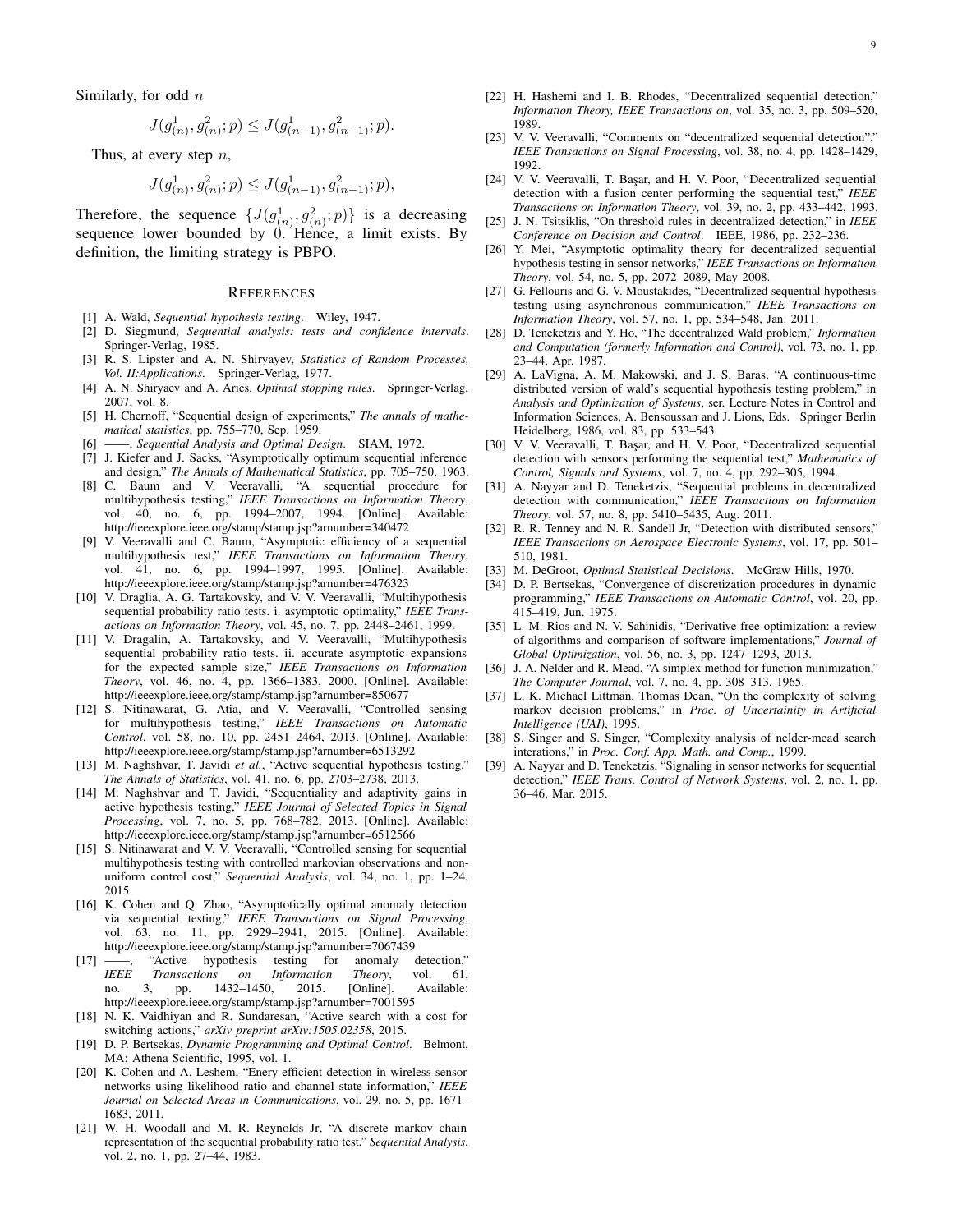Similarly, for odd $n$

$$J(g^1_{(n)}, g^2_{(n)}; p) \leq J(g^1_{(n-1)}, g^2_{(n-1)}; p).$$

Thus, at every step $n$,

$$J(g^1_{(n)}, g^2_{(n)}; p) \leq J(g^1_{(n-1)}, g^2_{(n-1)}; p),$$

Therefore, the sequence $\{J(g^1_{(n)}, g^2_{(n)}; p)\}$ is a decreasing sequence lower bounded by 0. Hence, a limit exists. By definition, the limiting strategy is PBPO.

## REFERENCES

[1] A. Wald, *Sequential hypothesis testing*. Wiley, 1947.

[2] D. Siegmund, *Sequential analysis: tests and confidence intervals*. Springer-Verlag, 1985.

[3] R. S. Lipster and A. N. Shiryayev, *Statistics of Random Processes, Vol. II:Applications*. Springer-Verlag, 1977.

[4] A. N. Shiryaev and A. Aries, *Optimal stopping rules*. Springer-Verlag, 2007, vol. 8.

[5] H. Chernoff, "Sequential design of experiments," *The annals of mathematical statistics*, pp. 755–770, Sep. 1959.

[6] ——, *Sequential Analysis and Optimal Design*. SIAM, 1972.

[7] J. Kiefer and J. Sacks, "Asymptotically optimum sequential inference and design," *The Annals of Mathematical Statistics*, pp. 705–750, 1963.

[8] C. Baum and V. Veeravalli, "A sequential procedure for multihypothesis testing," *IEEE Transactions on Information Theory*, vol. 40, no. 6, pp. 1994–2007, 1994. [Online]. Available: http://ieeexplore.ieee.org/stamp/stamp.jsp?arnumber=340472

[9] V. Veeravalli and C. Baum, "Asymptotic efficiency of a sequential multihypothesis test," *IEEE Transactions on Information Theory*, vol. 41, no. 6, pp. 1994–1997, 1995. [Online]. Available: http://ieeexplore.ieee.org/stamp/stamp.jsp?arnumber=476323

[10] V. Draglia, A. G. Tartakovsky, and V. V. Veeravalli, "Multihypothesis sequential probability ratio tests. i. asymptotic optimality," *IEEE Transactions on Information Theory*, vol. 45, no. 7, pp. 2448–2461, 1999.

[11] V. Dragalin, A. Tartakovsky, and V. Veeravalli, "Multihypothesis sequential probability ratio tests. ii. accurate asymptotic expansions for the expected sample size," *IEEE Transactions on Information Theory*, vol. 46, no. 4, pp. 1366–1383, 2000. [Online]. Available: http://ieeexplore.ieee.org/stamp/stamp.jsp?arnumber=850677

[12] S. Nitinawarat, G. Atia, and V. Veeravalli, "Controlled sensing for multihypothesis testing," *IEEE Transactions on Automatic Control*, vol. 58, no. 10, pp. 2451–2464, 2013. [Online]. Available: http://ieeexplore.ieee.org/stamp/stamp.jsp?arnumber=6513292

[13] M. Naghshvar, T. Javidi *et al.*, "Active sequential hypothesis testing," *The Annals of Statistics*, vol. 41, no. 6, pp. 2703–2738, 2013.

[14] M. Naghshvar and T. Javidi, "Sequentiality and adaptivity gains in active hypothesis testing," *IEEE Journal of Selected Topics in Signal Processing*, vol. 7, no. 5, pp. 768–782, 2013. [Online]. Available: http://ieeexplore.ieee.org/stamp/stamp.jsp?arnumber=6512566

[15] S. Nitinawarat and V. V. Veeravalli, "Controlled sensing for sequential multihypothesis testing with controlled markovian observations and non-uniform control cost," *Sequential Analysis*, vol. 34, no. 1, pp. 1–24, 2015.

[16] K. Cohen and Q. Zhao, "Asymptotically optimal anomaly detection via sequential testing," *IEEE Transactions on Signal Processing*, vol. 63, no. 11, pp. 2929–2941, 2015. [Online]. Available: http://ieeexplore.ieee.org/stamp/stamp.jsp?arnumber=7067439

[17] ——, "Active hypothesis testing for anomaly detection," *IEEE Transactions on Information Theory*, vol. 61, no. 3, pp. 1432–1450, 2015. [Online]. Available: http://ieeexplore.ieee.org/stamp/stamp.jsp?arnumber=7001595

[18] N. K. Vaidhiyan and R. Sundaresan, "Active search with a cost for switching actions," *arXiv preprint arXiv:1505.02358*, 2015.

[19] D. P. Bertsekas, *Dynamic Programming and Optimal Control*. Belmont, MA: Athena Scientific, 1995, vol. 1.

[20] K. Cohen and A. Leshem, "Enery-efficient detection in wireless sensor networks using likelihood ratio and channel state information," *IEEE Journal on Selected Areas in Communications*, vol. 29, no. 5, pp. 1671–1683, 2011.

[21] W. H. Woodall and M. R. Reynolds Jr, "A discrete markov chain representation of the sequential probability ratio test," *Sequential Analysis*, vol. 2, no. 1, pp. 27–44, 1983.

[22] H. Hashemi and I. B. Rhodes, "Decentralized sequential detection," *Information Theory, IEEE Transactions on*, vol. 35, no. 3, pp. 509–520, 1989.

[23] V. V. Veeravalli, "Comments on "decentralized sequential detection"," *IEEE Transactions on Signal Processing*, vol. 38, no. 4, pp. 1428–1429, 1992.

[24] V. V. Veeravalli, T. Başar, and H. V. Poor, "Decentralized sequential detection with a fusion center performing the sequential test," *IEEE Transactions on Information Theory*, vol. 39, no. 2, pp. 433–442, 1993.

[25] J. N. Tsitsiklis, "On threshold rules in decentralized detection," in *IEEE Conference on Decision and Control*. IEEE, 1986, pp. 232–236.

[26] Y. Mei, "Asymptotic optimality theory for decentralized sequential hypothesis testing in sensor networks," *IEEE Transactions on Information Theory*, vol. 54, no. 5, pp. 2072–2089, May 2008.

[27] G. Fellouris and G. V. Moustakides, "Decentralized sequential hypothesis testing using asynchronous communication," *IEEE Transactions on Information Theory*, vol. 57, no. 1, pp. 534–548, Jan. 2011.

[28] D. Teneketzis and Y. Ho, "The decentralized Wald problem," *Information and Computation (formerly Information and Control)*, vol. 73, no. 1, pp. 23–44, Apr. 1987.

[29] A. LaVigna, A. M. Makowski, and J. S. Baras, "A continuous-time distributed version of wald's sequential hypothesis testing problem," in *Analysis and Optimization of Systems*, ser. Lecture Notes in Control and Information Sciences, A. Bensoussan and J. Lions, Eds. Springer Berlin Heidelberg, 1986, vol. 83, pp. 533–543.

[30] V. V. Veeravalli, T. Başar, and H. V. Poor, "Decentralized sequential detection with sensors performing the sequential test," *Mathematics of Control, Signals and Systems*, vol. 7, no. 4, pp. 292–305, 1994.

[31] A. Nayyar and D. Teneketzis, "Sequential problems in decentralized detection with communication," *IEEE Transactions on Information Theory*, vol. 57, no. 8, pp. 5410–5435, Aug. 2011.

[32] R. R. Tenney and N. R. Sandell Jr, "Detection with distributed sensors," *IEEE Transactions on Aerospace Electronic Systems*, vol. 17, pp. 501–510, 1981.

[33] M. DeGroot, *Optimal Statistical Decisions*. McGraw Hills, 1970.

[34] D. P. Bertsekas, "Convergence of discretization procedures in dynamic programming," *IEEE Transactions on Automatic Control*, vol. 20, pp. 415–419, Jun. 1975.

[35] L. M. Rios and N. V. Sahinidis, "Derivative-free optimization: a review of algorithms and comparison of software implementations," *Journal of Global Optimization*, vol. 56, no. 3, pp. 1247–1293, 2013.

[36] J. A. Nelder and R. Mead, "A simplex method for function minimization," *The Computer Journal*, vol. 7, no. 4, pp. 308–313, 1965.

[37] L. K. Michael Littman, Thomas Dean, "On the complexity of solving markov decision problems," in *Proc. of Uncertainity in Artificial Intelligence (UAI)*, 1995.

[38] S. Singer and S. Singer, "Complexity analysis of nelder-mead search interations," in *Proc. Conf. App. Math. and Comp.*, 1999.

[39] A. Nayyar and D. Teneketzis, "Signaling in sensor networks for sequential detection," *IEEE Trans. Control of Network Systems*, vol. 2, no. 1, pp. 36–46, Mar. 2015.